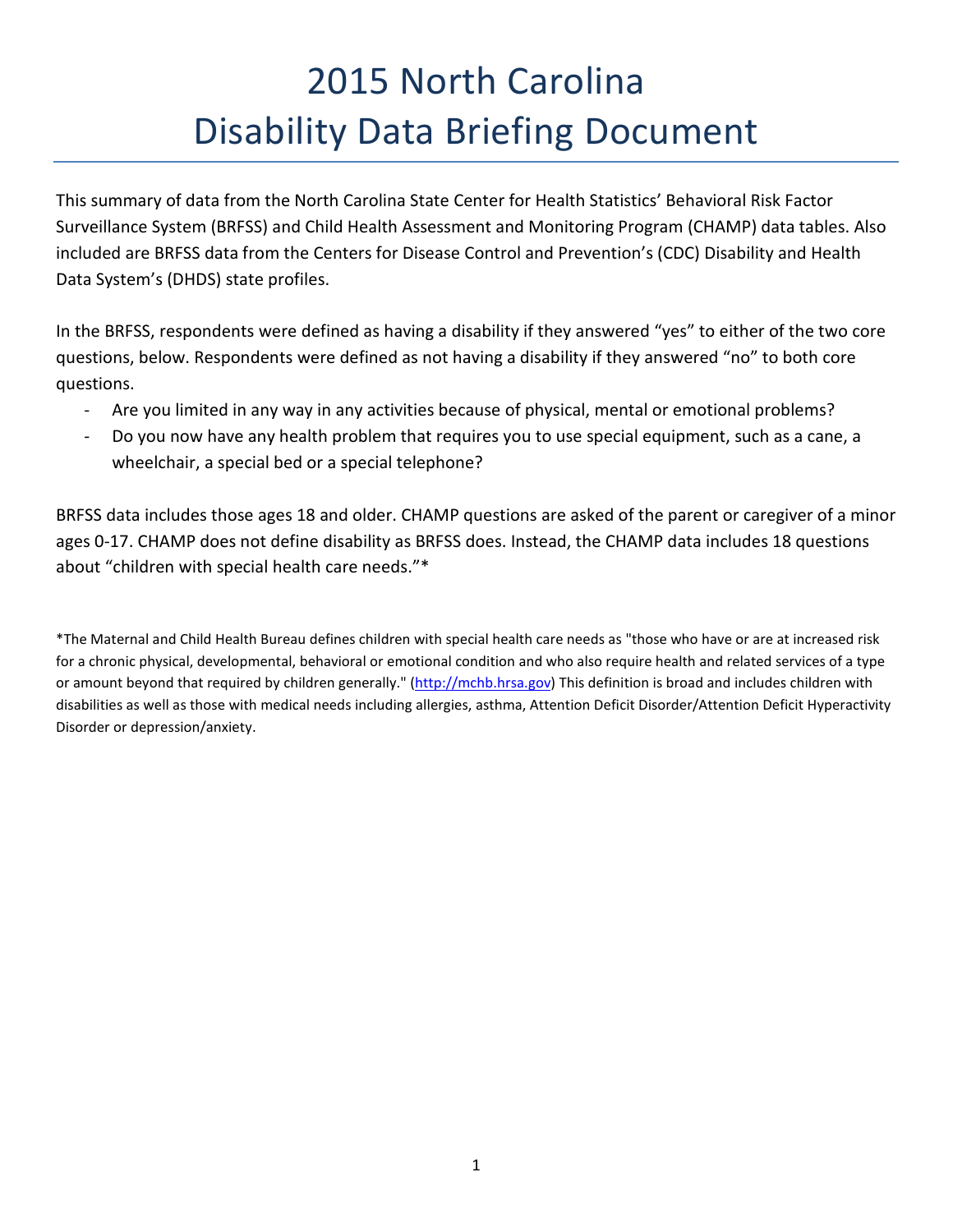# 2015 North Carolina Disability Data Briefing Document

This summary of data from the North Carolina State Center for Health Statistics' Behavioral Risk Factor Surveillance System (BRFSS) and Child Health Assessment and Monitoring Program (CHAMP) data tables. Also included are BRFSS data from the Centers for Disease Control and Prevention's (CDC) Disability and Health Data System's (DHDS) state profiles.

In the BRFSS, respondents were defined as having a disability if they answered "yes" to either of the two core questions, below. Respondents were defined as not having a disability if they answered "no" to both core questions.

- Are you limited in any way in any activities because of physical, mental or emotional problems?
- Do you now have any health problem that requires you to use special equipment, such as a cane, a wheelchair, a special bed or a special telephone?

BRFSS data includes those ages 18 and older. CHAMP questions are asked of the parent or caregiver of a minor ages 0-17. CHAMP does not define disability as BRFSS does. Instead, the CHAMP data includes 18 questions about "children with special health care needs."*

*The Maternal and Child Health Bureau defines children with special health care needs as "those who have or are at increased risk for a chronic physical, developmental, behavioral or emotional condition and who also require health and related services of a type or amount beyond that required by children generally." (http://mchb.hrsa.gov) This definition is broad and includes children with disabilities as well as those with medical needs including allergies, asthma, Attention Deficit Disorder/Attention Deficit Hyperactivity Disorder or depression/anxiety.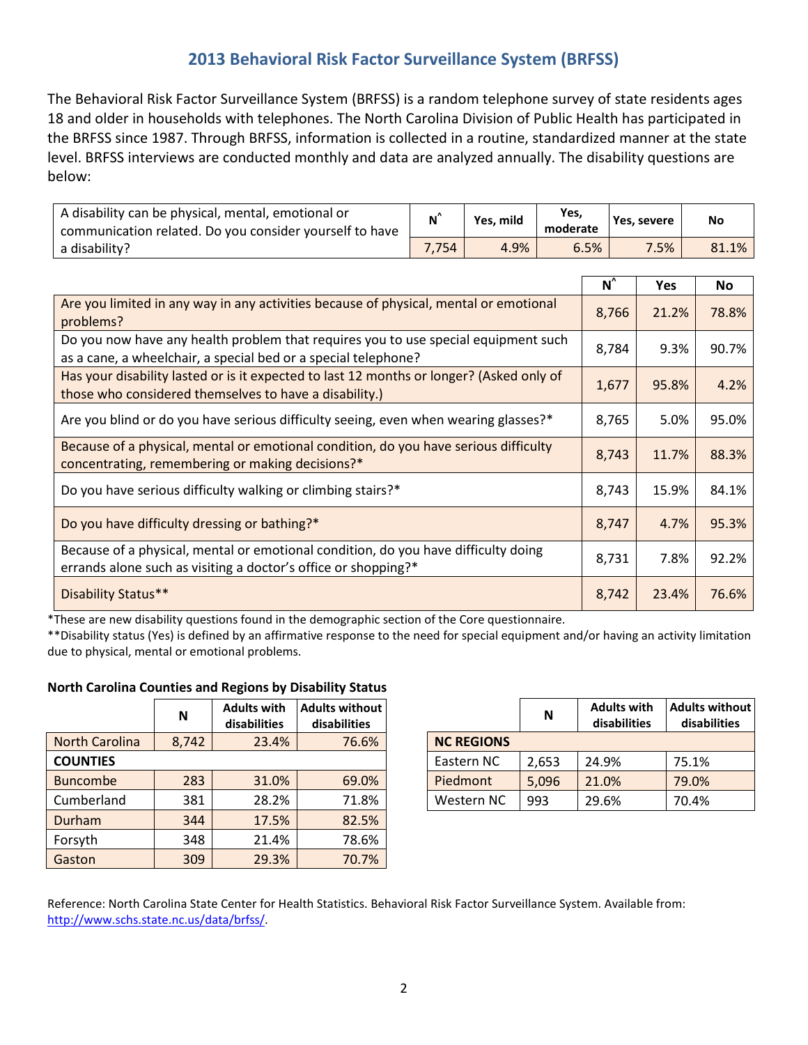## 2013 Behavioral Risk Factor Surveillance System (BRFSS)

The Behavioral Risk Factor Surveillance System (BRFSS) is a random telephone survey of state residents ages 18 and older in households with telephones. The North Carolina Division of Public Health has participated in the BRFSS since 1987. Through BRFSS, information is collected in a routine, standardized manner at the state level. BRFSS interviews are conducted monthly and data are analyzed annually. The disability questions are below:

| A disability can be physical, mental, emotional or communication related. Do you consider yourself to have a disability? | N^ | Yes, mild | Yes, moderate | Yes, severe | No |
|---|---|---|---|---|---|
| | 7,754 | 4.9% | 6.5% | 7.5% | 81.1% |

| | N^ | Yes | No |
|---|---|---|---|
| Are you limited in any way in any activities because of physical, mental or emotional problems? | 8,766 | 21.2% | 78.8% |
| Do you now have any health problem that requires you to use special equipment such as a cane, a wheelchair, a special bed or a special telephone? | 8,784 | 9.3% | 90.7% |
| Has your disability lasted or is it expected to last 12 months or longer? (Asked only of those who considered themselves to have a disability.) | 1,677 | 95.8% | 4.2% |
| Are you blind or do you have serious difficulty seeing, even when wearing glasses?* | 8,765 | 5.0% | 95.0% |
| Because of a physical, mental or emotional condition, do you have serious difficulty concentrating, remembering or making decisions?* | 8,743 | 11.7% | 88.3% |
| Do you have serious difficulty walking or climbing stairs?* | 8,743 | 15.9% | 84.1% |
| Do you have difficulty dressing or bathing?* | 8,747 | 4.7% | 95.3% |
| Because of a physical, mental or emotional condition, do you have difficulty doing errands alone such as visiting a doctor's office or shopping?* | 8,731 | 7.8% | 92.2% |
| Disability Status** | 8,742 | 23.4% | 76.6% |

*These are new disability questions found in the demographic section of the Core questionnaire.

**Disability status (Yes) is defined by an affirmative response to the need for special equipment and/or having an activity limitation due to physical, mental or emotional problems.

### North Carolina Counties and Regions by Disability Status

| | N | Adults with disabilities | Adults without disabilities |
|---|---|---|---|
| North Carolina | 8,742 | 23.4% | 76.6% |
| **COUNTIES** | | | |
| Buncombe | 283 | 31.0% | 69.0% |
| Cumberland | 381 | 28.2% | 71.8% |
| Durham | 344 | 17.5% | 82.5% |
| Forsyth | 348 | 21.4% | 78.6% |
| Gaston | 309 | 29.3% | 70.7% |

| | N | Adults with disabilities | Adults without disabilities |
|---|---|---|---|
| **NC REGIONS** | | | |
| Eastern NC | 2,653 | 24.9% | 75.1% |
| Piedmont | 5,096 | 21.0% | 79.0% |
| Western NC | 993 | 29.6% | 70.4% |

Reference: North Carolina State Center for Health Statistics. Behavioral Risk Factor Surveillance System. Available from: http://www.schs.state.nc.us/data/brfss/.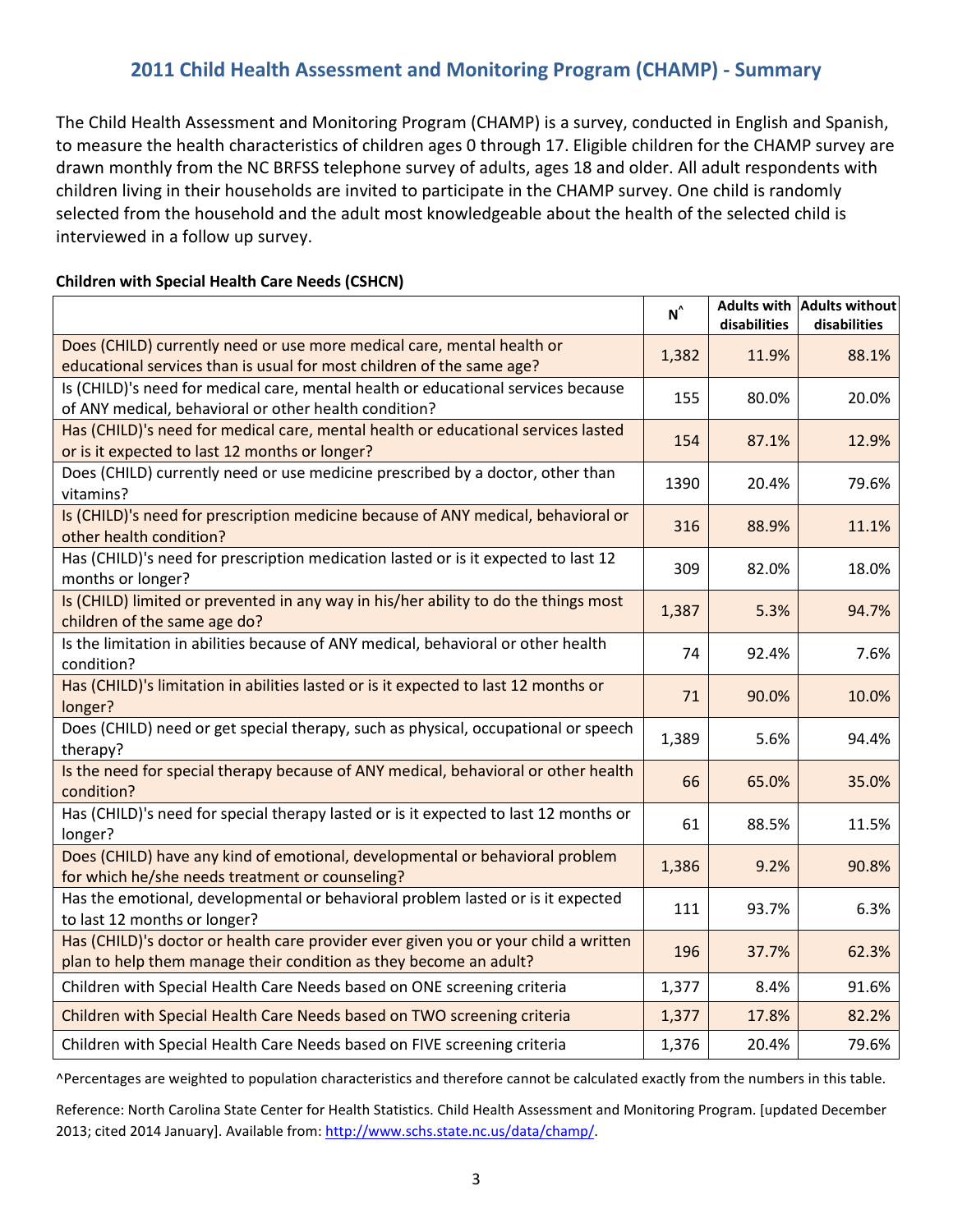## 2011 Child Health Assessment and Monitoring Program (CHAMP) - Summary

The Child Health Assessment and Monitoring Program (CHAMP) is a survey, conducted in English and Spanish, to measure the health characteristics of children ages 0 through 17. Eligible children for the CHAMP survey are drawn monthly from the NC BRFSS telephone survey of adults, ages 18 and older. All adult respondents with children living in their households are invited to participate in the CHAMP survey. One child is randomly selected from the household and the adult most knowledgeable about the health of the selected child is interviewed in a follow up survey.

**Children with Special Health Care Needs (CSHCN)**

| | N^ | Adults with disabilities | Adults without disabilities |
|---|---|---|---|
| Does (CHILD) currently need or use more medical care, mental health or educational services than is usual for most children of the same age? | 1,382 | 11.9% | 88.1% |
| Is (CHILD)'s need for medical care, mental health or educational services because of ANY medical, behavioral or other health condition? | 155 | 80.0% | 20.0% |
| Has (CHILD)'s need for medical care, mental health or educational services lasted or is it expected to last 12 months or longer? | 154 | 87.1% | 12.9% |
| Does (CHILD) currently need or use medicine prescribed by a doctor, other than vitamins? | 1390 | 20.4% | 79.6% |
| Is (CHILD)'s need for prescription medicine because of ANY medical, behavioral or other health condition? | 316 | 88.9% | 11.1% |
| Has (CHILD)'s need for prescription medication lasted or is it expected to last 12 months or longer? | 309 | 82.0% | 18.0% |
| Is (CHILD) limited or prevented in any way in his/her ability to do the things most children of the same age do? | 1,387 | 5.3% | 94.7% |
| Is the limitation in abilities because of ANY medical, behavioral or other health condition? | 74 | 92.4% | 7.6% |
| Has (CHILD)'s limitation in abilities lasted or is it expected to last 12 months or longer? | 71 | 90.0% | 10.0% |
| Does (CHILD) need or get special therapy, such as physical, occupational or speech therapy? | 1,389 | 5.6% | 94.4% |
| Is the need for special therapy because of ANY medical, behavioral or other health condition? | 66 | 65.0% | 35.0% |
| Has (CHILD)'s need for special therapy lasted or is it expected to last 12 months or longer? | 61 | 88.5% | 11.5% |
| Does (CHILD) have any kind of emotional, developmental or behavioral problem for which he/she needs treatment or counseling? | 1,386 | 9.2% | 90.8% |
| Has the emotional, developmental or behavioral problem lasted or is it expected to last 12 months or longer? | 111 | 93.7% | 6.3% |
| Has (CHILD)'s doctor or health care provider ever given you or your child a written plan to help them manage their condition as they become an adult? | 196 | 37.7% | 62.3% |
| Children with Special Health Care Needs based on ONE screening criteria | 1,377 | 8.4% | 91.6% |
| Children with Special Health Care Needs based on TWO screening criteria | 1,377 | 17.8% | 82.2% |
| Children with Special Health Care Needs based on FIVE screening criteria | 1,376 | 20.4% | 79.6% |

^Percentages are weighted to population characteristics and therefore cannot be calculated exactly from the numbers in this table.

Reference: North Carolina State Center for Health Statistics. Child Health Assessment and Monitoring Program. [updated December 2013; cited 2014 January]. Available from: http://www.schs.state.nc.us/data/champ/.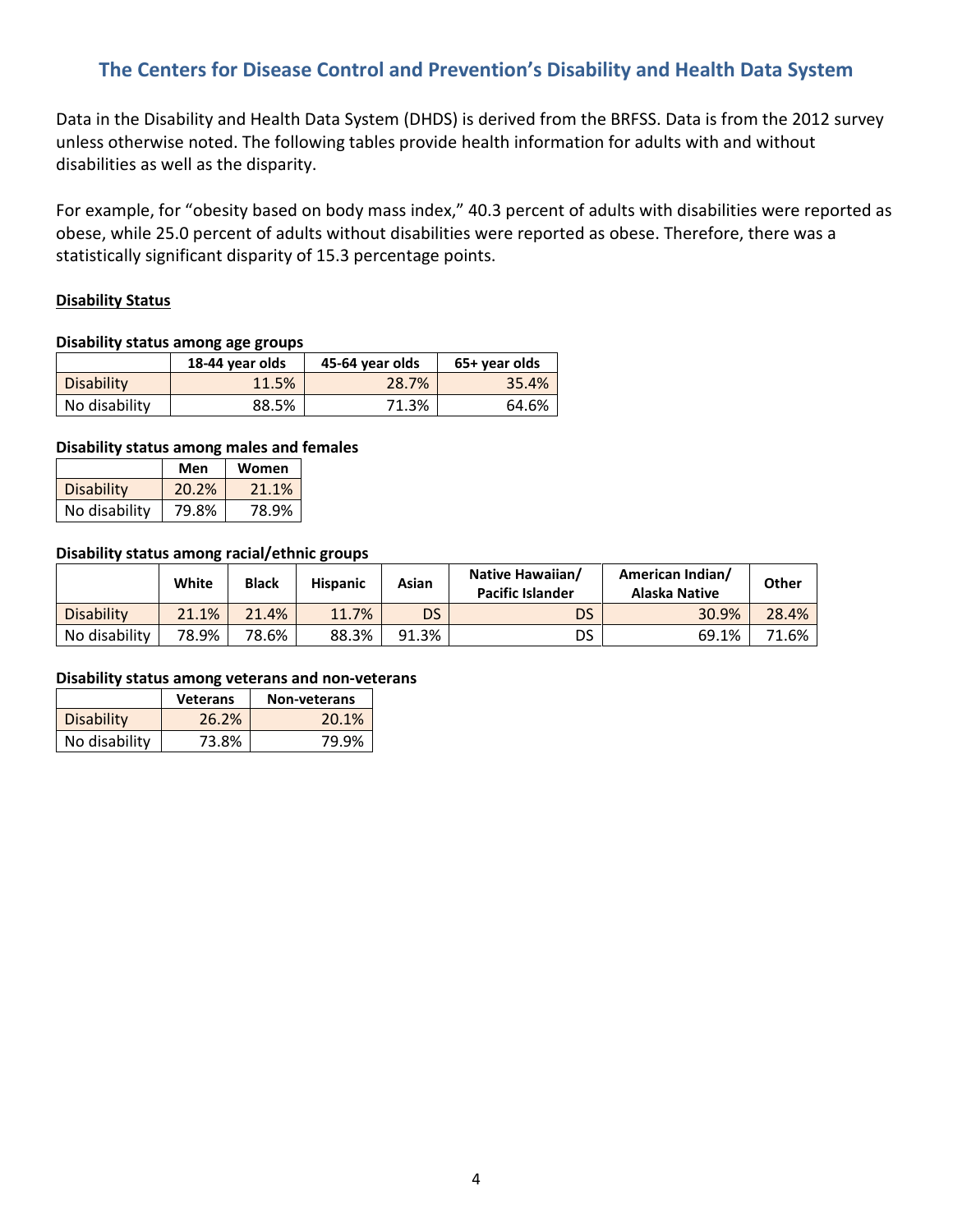## The Centers for Disease Control and Prevention's Disability and Health Data System

Data in the Disability and Health Data System (DHDS) is derived from the BRFSS. Data is from the 2012 survey unless otherwise noted. The following tables provide health information for adults with and without disabilities as well as the disparity.

For example, for "obesity based on body mass index," 40.3 percent of adults with disabilities were reported as obese, while 25.0 percent of adults without disabilities were reported as obese. Therefore, there was a statistically significant disparity of 15.3 percentage points.

### Disability Status

**Disability status among age groups**

| | 18-44 year olds | 45-64 year olds | 65+ year olds |
|---|---|---|---|
| Disability | 11.5% | 28.7% | 35.4% |
| No disability | 88.5% | 71.3% | 64.6% |

**Disability status among males and females**

| | Men | Women |
|---|---|---|
| Disability | 20.2% | 21.1% |
| No disability | 79.8% | 78.9% |

**Disability status among racial/ethnic groups**

| | White | Black | Hispanic | Asian | Native Hawaiian/ Pacific Islander | American Indian/ Alaska Native | Other |
|---|---|---|---|---|---|---|---|
| Disability | 21.1% | 21.4% | 11.7% | DS | DS | 30.9% | 28.4% |
| No disability | 78.9% | 78.6% | 88.3% | 91.3% | DS | 69.1% | 71.6% |

**Disability status among veterans and non-veterans**

| | Veterans | Non-veterans |
|---|---|---|
| Disability | 26.2% | 20.1% |
| No disability | 73.8% | 79.9% |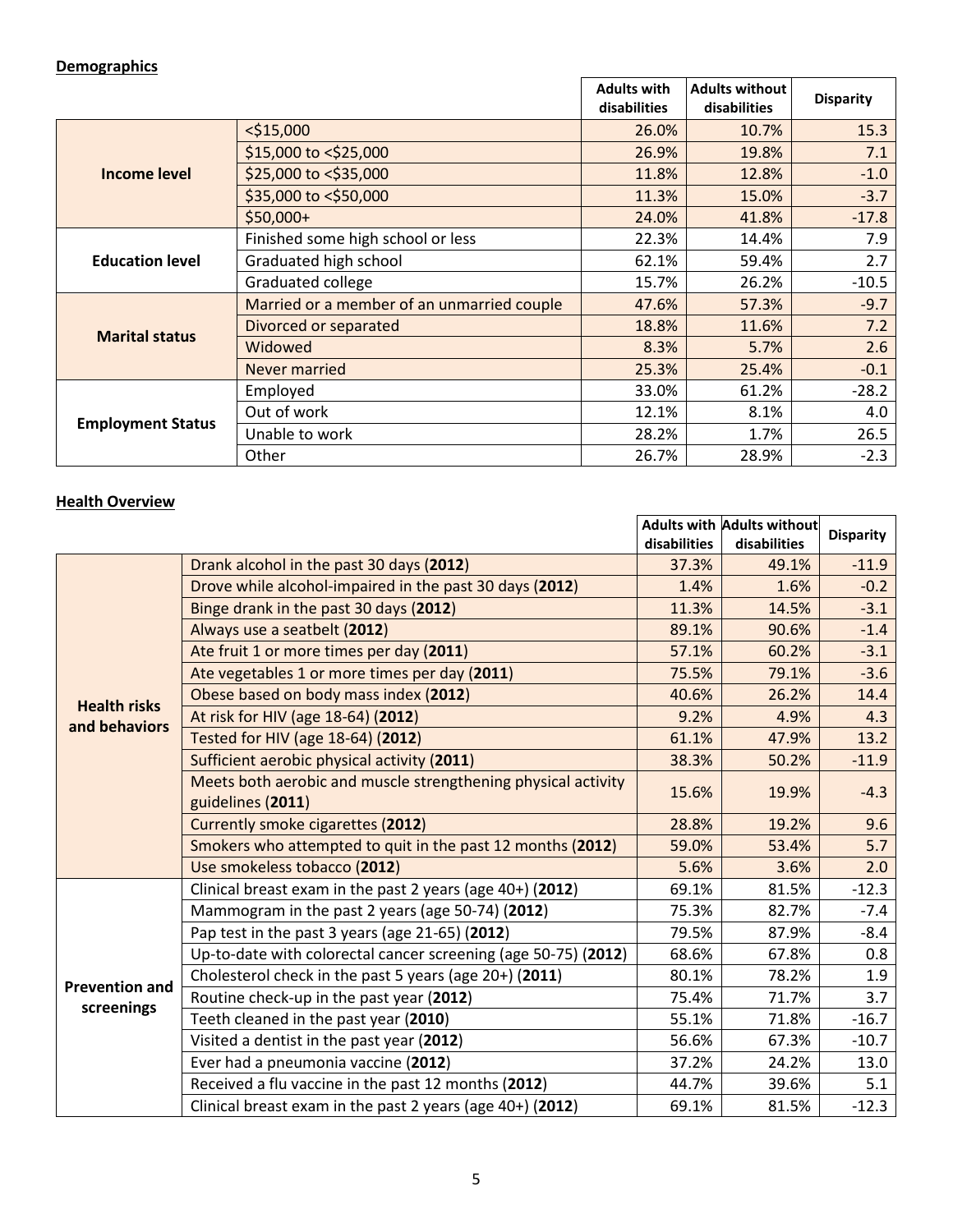**Demographics**

| | | Adults with disabilities | Adults without disabilities | Disparity |
|---|---|---|---|---|
| Income level | <$15,000 | 26.0% | 10.7% | 15.3 |
| | $15,000 to <$25,000 | 26.9% | 19.8% | 7.1 |
| | $25,000 to <$35,000 | 11.8% | 12.8% | -1.0 |
| | $35,000 to <$50,000 | 11.3% | 15.0% | -3.7 |
| | $50,000+ | 24.0% | 41.8% | -17.8 |
| Education level | Finished some high school or less | 22.3% | 14.4% | 7.9 |
| | Graduated high school | 62.1% | 59.4% | 2.7 |
| | Graduated college | 15.7% | 26.2% | -10.5 |
| Marital status | Married or a member of an unmarried couple | 47.6% | 57.3% | -9.7 |
| | Divorced or separated | 18.8% | 11.6% | 7.2 |
| | Widowed | 8.3% | 5.7% | 2.6 |
| | Never married | 25.3% | 25.4% | -0.1 |
| Employment Status | Employed | 33.0% | 61.2% | -28.2 |
| | Out of work | 12.1% | 8.1% | 4.0 |
| | Unable to work | 28.2% | 1.7% | 26.5 |
| | Other | 26.7% | 28.9% | -2.3 |

**Health Overview**

| | | Adults with disabilities | Adults without disabilities | Disparity |
|---|---|---|---|---|
| Health risks and behaviors | Drank alcohol in the past 30 days (**2012**) | 37.3% | 49.1% | -11.9 |
| | Drove while alcohol-impaired in the past 30 days (**2012**) | 1.4% | 1.6% | -0.2 |
| | Binge drank in the past 30 days (**2012**) | 11.3% | 14.5% | -3.1 |
| | Always use a seatbelt (**2012**) | 89.1% | 90.6% | -1.4 |
| | Ate fruit 1 or more times per day (**2011**) | 57.1% | 60.2% | -3.1 |
| | Ate vegetables 1 or more times per day (**2011**) | 75.5% | 79.1% | -3.6 |
| | Obese based on body mass index (**2012**) | 40.6% | 26.2% | 14.4 |
| | At risk for HIV (age 18-64) (**2012**) | 9.2% | 4.9% | 4.3 |
| | Tested for HIV (age 18-64) (**2012**) | 61.1% | 47.9% | 13.2 |
| | Sufficient aerobic physical activity (**2011**) | 38.3% | 50.2% | -11.9 |
| | Meets both aerobic and muscle strengthening physical activity guidelines (**2011**) | 15.6% | 19.9% | -4.3 |
| | Currently smoke cigarettes (**2012**) | 28.8% | 19.2% | 9.6 |
| | Smokers who attempted to quit in the past 12 months (**2012**) | 59.0% | 53.4% | 5.7 |
| | Use smokeless tobacco (**2012**) | 5.6% | 3.6% | 2.0 |
| Prevention and screenings | Clinical breast exam in the past 2 years (age 40+) (**2012**) | 69.1% | 81.5% | -12.3 |
| | Mammogram in the past 2 years (age 50-74) (**2012**) | 75.3% | 82.7% | -7.4 |
| | Pap test in the past 3 years (age 21-65) (**2012**) | 79.5% | 87.9% | -8.4 |
| | Up-to-date with colorectal cancer screening (age 50-75) (**2012**) | 68.6% | 67.8% | 0.8 |
| | Cholesterol check in the past 5 years (age 20+) (**2011**) | 80.1% | 78.2% | 1.9 |
| | Routine check-up in the past year (**2012**) | 75.4% | 71.7% | 3.7 |
| | Teeth cleaned in the past year (**2010**) | 55.1% | 71.8% | -16.7 |
| | Visited a dentist in the past year (**2012**) | 56.6% | 67.3% | -10.7 |
| | Ever had a pneumonia vaccine (**2012**) | 37.2% | 24.2% | 13.0 |
| | Received a flu vaccine in the past 12 months (**2012**) | 44.7% | 39.6% | 5.1 |
| | Clinical breast exam in the past 2 years (age 40+) (**2012**) | 69.1% | 81.5% | -12.3 |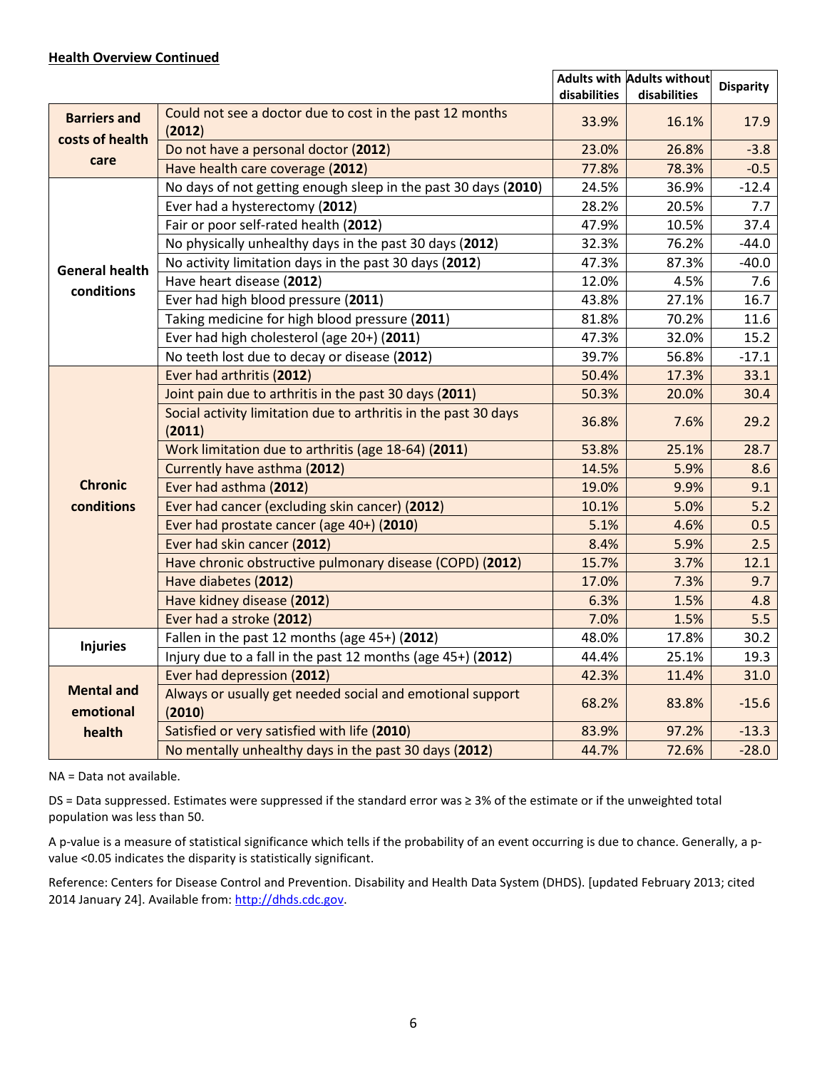**Health Overview Continued**

| | | Adults with disabilities | Adults without disabilities | Disparity |
|---|---|---|---|---|
| **Barriers and costs of health care** | Could not see a doctor due to cost in the past 12 months (**2012**) | 33.9% | 16.1% | 17.9 |
| | Do not have a personal doctor (**2012**) | 23.0% | 26.8% | -3.8 |
| | Have health care coverage (**2012**) | 77.8% | 78.3% | -0.5 |
| **General health conditions** | No days of not getting enough sleep in the past 30 days (**2010**) | 24.5% | 36.9% | -12.4 |
| | Ever had a hysterectomy (**2012**) | 28.2% | 20.5% | 7.7 |
| | Fair or poor self-rated health (**2012**) | 47.9% | 10.5% | 37.4 |
| | No physically unhealthy days in the past 30 days (**2012**) | 32.3% | 76.2% | -44.0 |
| | No activity limitation days in the past 30 days (**2012**) | 47.3% | 87.3% | -40.0 |
| | Have heart disease (**2012**) | 12.0% | 4.5% | 7.6 |
| | Ever had high blood pressure (**2011**) | 43.8% | 27.1% | 16.7 |
| | Taking medicine for high blood pressure (**2011**) | 81.8% | 70.2% | 11.6 |
| | Ever had high cholesterol (age 20+) (**2011**) | 47.3% | 32.0% | 15.2 |
| | No teeth lost due to decay or disease (**2012**) | 39.7% | 56.8% | -17.1 |
| **Chronic conditions** | Ever had arthritis (**2012**) | 50.4% | 17.3% | 33.1 |
| | Joint pain due to arthritis in the past 30 days (**2011**) | 50.3% | 20.0% | 30.4 |
| | Social activity limitation due to arthritis in the past 30 days (**2011**) | 36.8% | 7.6% | 29.2 |
| | Work limitation due to arthritis (age 18-64) (**2011**) | 53.8% | 25.1% | 28.7 |
| | Currently have asthma (**2012**) | 14.5% | 5.9% | 8.6 |
| | Ever had asthma (**2012**) | 19.0% | 9.9% | 9.1 |
| | Ever had cancer (excluding skin cancer) (**2012**) | 10.1% | 5.0% | 5.2 |
| | Ever had prostate cancer (age 40+) (**2010**) | 5.1% | 4.6% | 0.5 |
| | Ever had skin cancer (**2012**) | 8.4% | 5.9% | 2.5 |
| | Have chronic obstructive pulmonary disease (COPD) (**2012**) | 15.7% | 3.7% | 12.1 |
| | Have diabetes (**2012**) | 17.0% | 7.3% | 9.7 |
| | Have kidney disease (**2012**) | 6.3% | 1.5% | 4.8 |
| | Ever had a stroke (**2012**) | 7.0% | 1.5% | 5.5 |
| **Injuries** | Fallen in the past 12 months (age 45+) (**2012**) | 48.0% | 17.8% | 30.2 |
| | Injury due to a fall in the past 12 months (age 45+) (**2012**) | 44.4% | 25.1% | 19.3 |
| **Mental and emotional health** | Ever had depression (**2012**) | 42.3% | 11.4% | 31.0 |
| | Always or usually get needed social and emotional support (**2010**) | 68.2% | 83.8% | -15.6 |
| | Satisfied or very satisfied with life (**2010**) | 83.9% | 97.2% | -13.3 |
| | No mentally unhealthy days in the past 30 days (**2012**) | 44.7% | 72.6% | -28.0 |

NA = Data not available.

DS = Data suppressed. Estimates were suppressed if the standard error was ≥ 3% of the estimate or if the unweighted total population was less than 50.

A p-value is a measure of statistical significance which tells if the probability of an event occurring is due to chance. Generally, a p-value <0.05 indicates the disparity is statistically significant.

Reference: Centers for Disease Control and Prevention. Disability and Health Data System (DHDS). [updated February 2013; cited 2014 January 24]. Available from: http://dhds.cdc.gov.